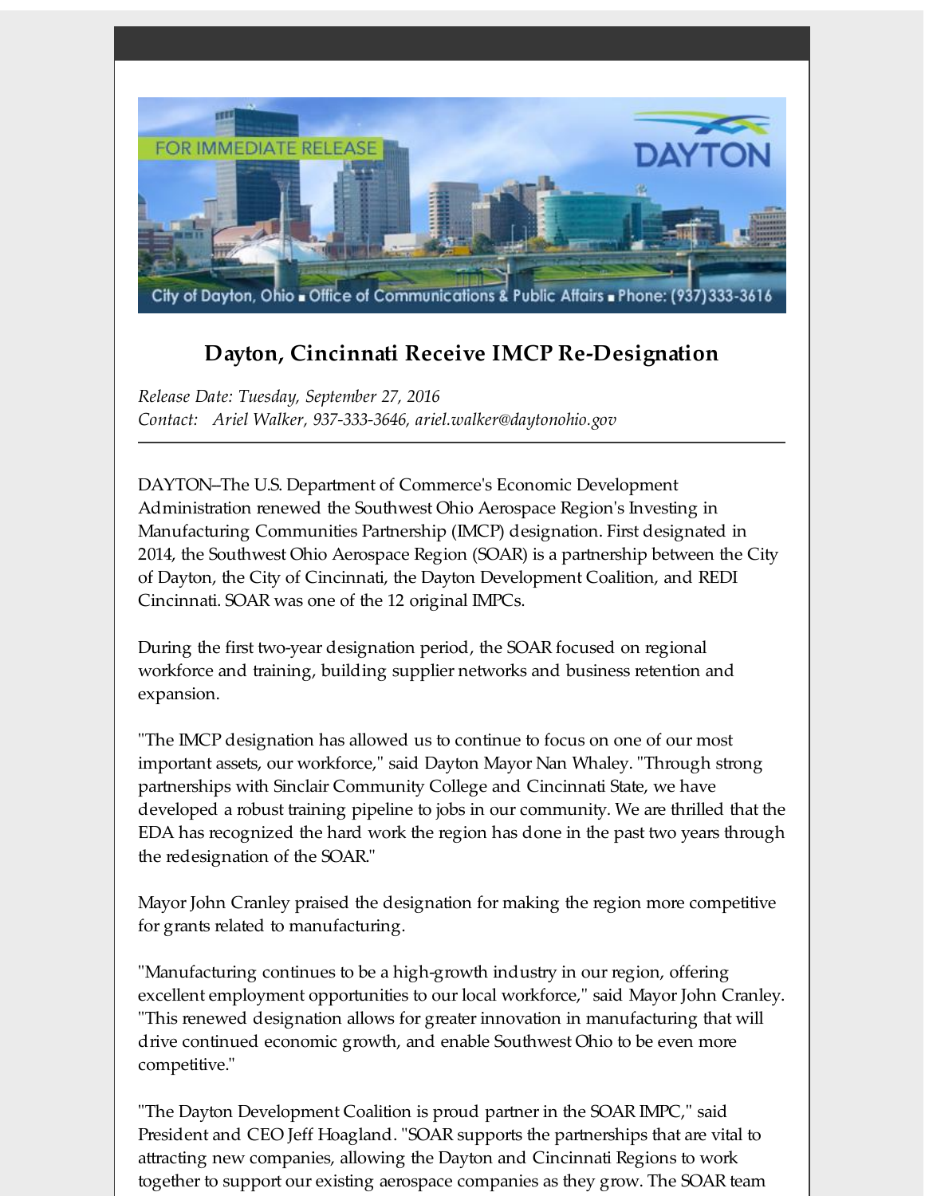FOR IMMEDIATE RELEASE

DAYTON

City of Dayton, Ohio ▪ Office of Communications & Public Affairs ▪ Phone: (937)333-3616

## Dayton, Cincinnati Receive IMCP Re-Designation

*Release Date: Tuesday, September 27, 2016*
*Contact: Ariel Walker, 937-333-3646, ariel.walker@daytonohio.gov*

---

DAYTON–The U.S. Department of Commerce's Economic Development Administration renewed the Southwest Ohio Aerospace Region's Investing in Manufacturing Communities Partnership (IMCP) designation. First designated in 2014, the Southwest Ohio Aerospace Region (SOAR) is a partnership between the City of Dayton, the City of Cincinnati, the Dayton Development Coalition, and REDI Cincinnati. SOAR was one of the 12 original IMPCs.

During the first two-year designation period, the SOAR focused on regional workforce and training, building supplier networks and business retention and expansion.

"The IMCP designation has allowed us to continue to focus on one of our most important assets, our workforce," said Dayton Mayor Nan Whaley. "Through strong partnerships with Sinclair Community College and Cincinnati State, we have developed a robust training pipeline to jobs in our community. We are thrilled that the EDA has recognized the hard work the region has done in the past two years through the redesignation of the SOAR."

Mayor John Cranley praised the designation for making the region more competitive for grants related to manufacturing.

"Manufacturing continues to be a high-growth industry in our region, offering excellent employment opportunities to our local workforce," said Mayor John Cranley. "This renewed designation allows for greater innovation in manufacturing that will drive continued economic growth, and enable Southwest Ohio to be even more competitive."

"The Dayton Development Coalition is proud partner in the SOAR IMPC," said President and CEO Jeff Hoagland. "SOAR supports the partnerships that are vital to attracting new companies, allowing the Dayton and Cincinnati Regions to work together to support our existing aerospace companies as they grow. The SOAR team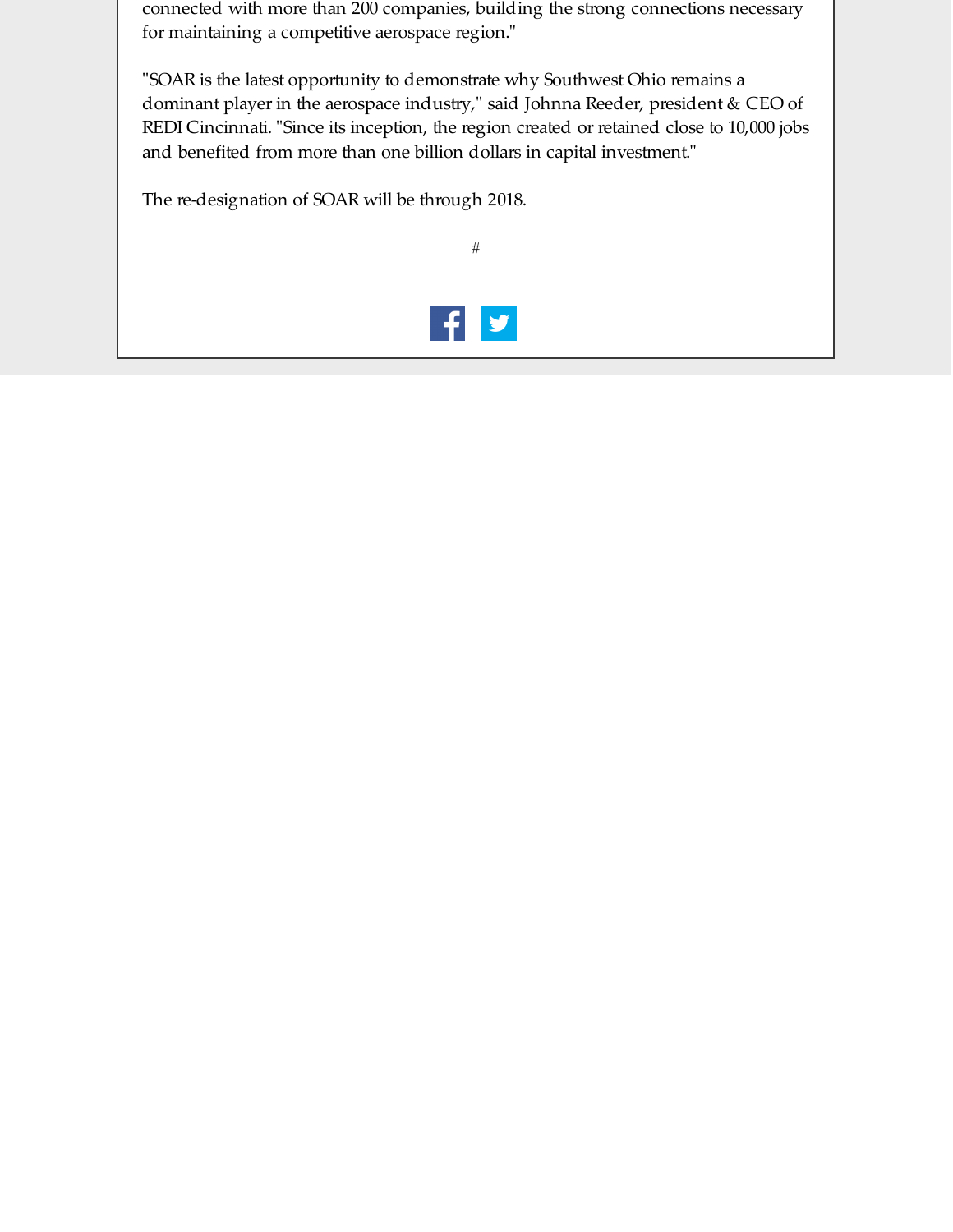connected with more than 200 companies, building the strong connections necessary for maintaining a competitive aerospace region."

"SOAR is the latest opportunity to demonstrate why Southwest Ohio remains a dominant player in the aerospace industry," said Johnna Reeder, president & CEO of REDI Cincinnati. "Since its inception, the region created or retained close to 10,000 jobs and benefited from more than one billion dollars in capital investment."

The re-designation of SOAR will be through 2018.

#